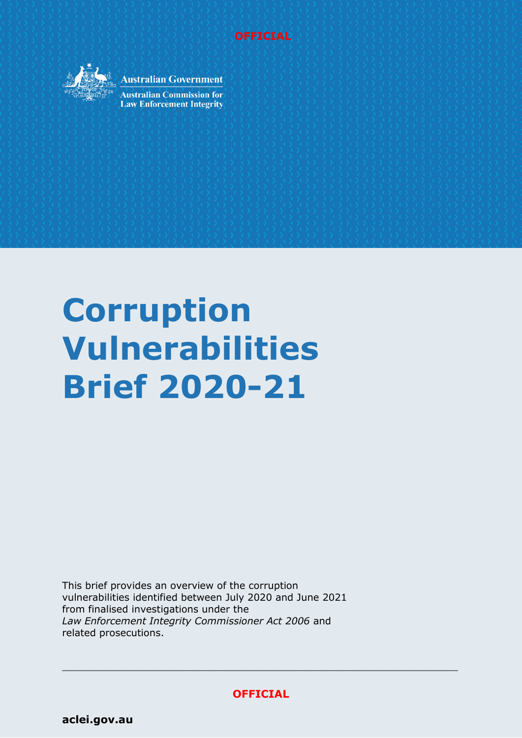OFFICIAL

Australian Government

Australian Commission for Law Enforcement Integrity

# Corruption Vulnerabilities Brief 2020-21

This brief provides an overview of the corruption vulnerabilities identified between July 2020 and June 2021 from finalised investigations under the *Law Enforcement Integrity Commissioner Act 2006* and related prosecutions.

OFFICIAL

**aclei.gov.au**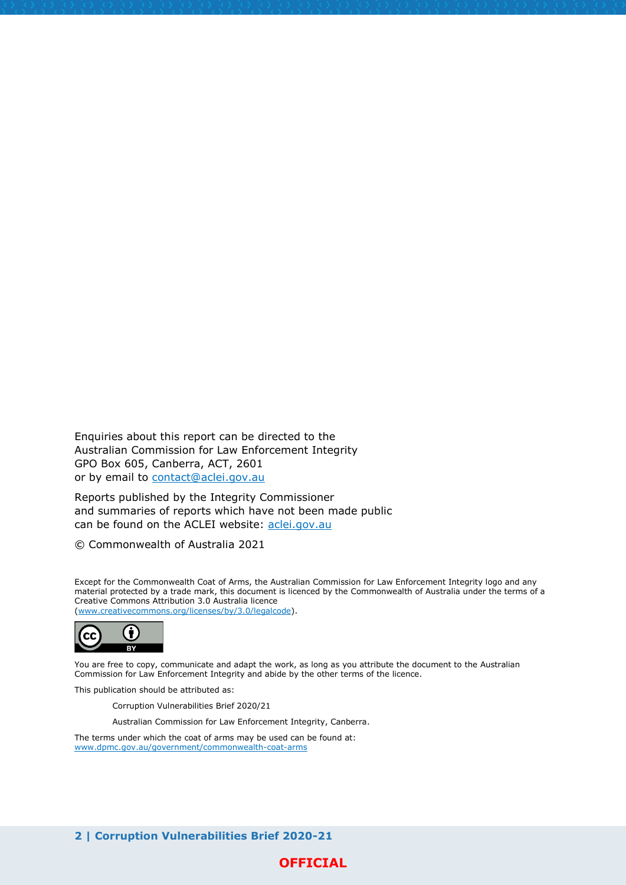Enquiries about this report can be directed to the
Australian Commission for Law Enforcement Integrity
GPO Box 605, Canberra, ACT, 2601
or by email to [contact@aclei.gov.au](mailto:contact@aclei.gov.au)

Reports published by the Integrity Commissioner
and summaries of reports which have not been made public
can be found on the ACLEI website: [aclei.gov.au](https://aclei.gov.au)

© Commonwealth of Australia 2021

Except for the Commonwealth Coat of Arms, the Australian Commission for Law Enforcement Integrity logo and any material protected by a trade mark, this document is licenced by the Commonwealth of Australia under the terms of a Creative Commons Attribution 3.0 Australia licence
([www.creativecommons.org/licenses/by/3.0/legalcode](http://www.creativecommons.org/licenses/by/3.0/legalcode)).

You are free to copy, communicate and adapt the work, as long as you attribute the document to the Australian Commission for Law Enforcement Integrity and abide by the other terms of the licence.

This publication should be attributed as:

> Corruption Vulnerabilities Brief 2020/21
>
> Australian Commission for Law Enforcement Integrity, Canberra.

The terms under which the coat of arms may be used can be found at:
[www.dpmc.gov.au/government/commonwealth-coat-arms](http://www.dpmc.gov.au/government/commonwealth-coat-arms)

**OFFICIAL**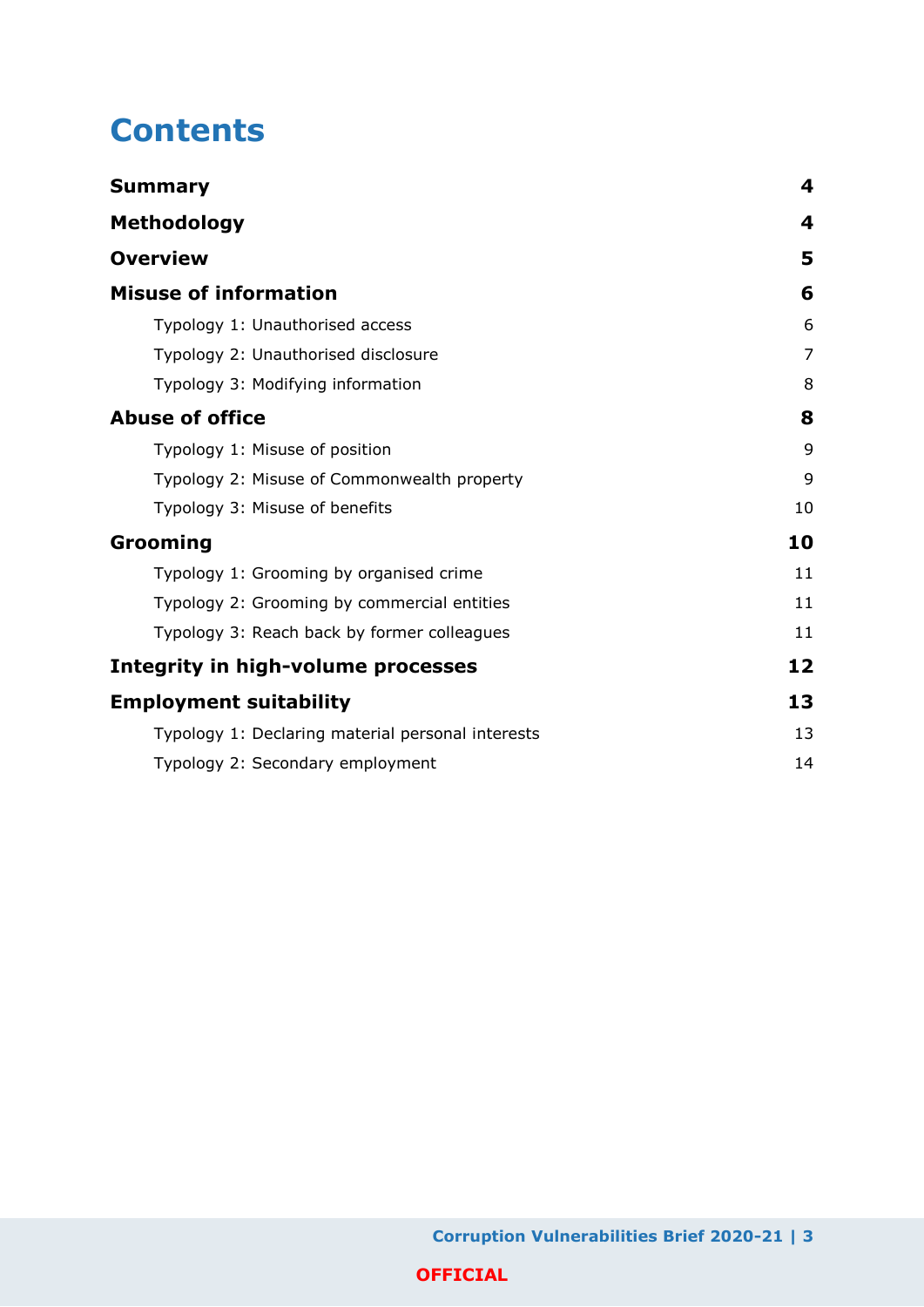# Contents

| | |
|---|---|
| **Summary** | **4** |
| **Methodology** | **4** |
| **Overview** | **5** |
| **Misuse of information** | **6** |
| Typology 1: Unauthorised access | 6 |
| Typology 2: Unauthorised disclosure | 7 |
| Typology 3: Modifying information | 8 |
| **Abuse of office** | **8** |
| Typology 1: Misuse of position | 9 |
| Typology 2: Misuse of Commonwealth property | 9 |
| Typology 3: Misuse of benefits | 10 |
| **Grooming** | **10** |
| Typology 1: Grooming by organised crime | 11 |
| Typology 2: Grooming by commercial entities | 11 |
| Typology 3: Reach back by former colleagues | 11 |
| **Integrity in high-volume processes** | **12** |
| **Employment suitability** | **13** |
| Typology 1: Declaring material personal interests | 13 |
| Typology 2: Secondary employment | 14 |

OFFICIAL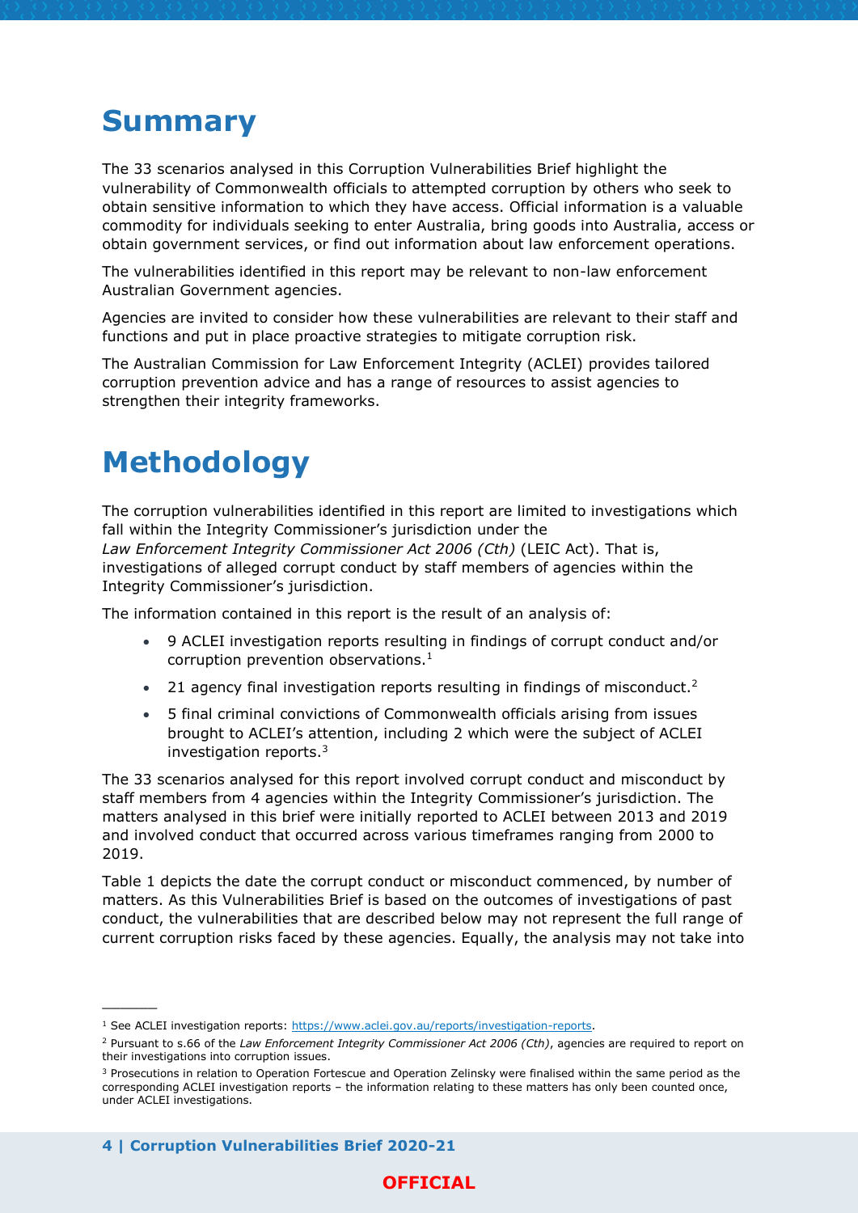# Summary

The 33 scenarios analysed in this Corruption Vulnerabilities Brief highlight the vulnerability of Commonwealth officials to attempted corruption by others who seek to obtain sensitive information to which they have access. Official information is a valuable commodity for individuals seeking to enter Australia, bring goods into Australia, access or obtain government services, or find out information about law enforcement operations.

The vulnerabilities identified in this report may be relevant to non-law enforcement Australian Government agencies.

Agencies are invited to consider how these vulnerabilities are relevant to their staff and functions and put in place proactive strategies to mitigate corruption risk.

The Australian Commission for Law Enforcement Integrity (ACLEI) provides tailored corruption prevention advice and has a range of resources to assist agencies to strengthen their integrity frameworks.

# Methodology

The corruption vulnerabilities identified in this report are limited to investigations which fall within the Integrity Commissioner's jurisdiction under the *Law Enforcement Integrity Commissioner Act 2006 (Cth)* (LEIC Act). That is, investigations of alleged corrupt conduct by staff members of agencies within the Integrity Commissioner's jurisdiction.

The information contained in this report is the result of an analysis of:

- 9 ACLEI investigation reports resulting in findings of corrupt conduct and/or corruption prevention observations.[1]
- 21 agency final investigation reports resulting in findings of misconduct.[2]
- 5 final criminal convictions of Commonwealth officials arising from issues brought to ACLEI's attention, including 2 which were the subject of ACLEI investigation reports.[3]

The 33 scenarios analysed for this report involved corrupt conduct and misconduct by staff members from 4 agencies within the Integrity Commissioner's jurisdiction. The matters analysed in this brief were initially reported to ACLEI between 2013 and 2019 and involved conduct that occurred across various timeframes ranging from 2000 to 2019.

Table 1 depicts the date the corrupt conduct or misconduct commenced, by number of matters. As this Vulnerabilities Brief is based on the outcomes of investigations of past conduct, the vulnerabilities that are described below may not represent the full range of current corruption risks faced by these agencies. Equally, the analysis may not take into

---

[1] See ACLEI investigation reports: https://www.aclei.gov.au/reports/investigation-reports.

[2] Pursuant to s.66 of the *Law Enforcement Integrity Commissioner Act 2006 (Cth)*, agencies are required to report on their investigations into corruption issues.

[3] Prosecutions in relation to Operation Fortescue and Operation Zelinsky were finalised within the same period as the corresponding ACLEI investigation reports – the information relating to these matters has only been counted once, under ACLEI investigations.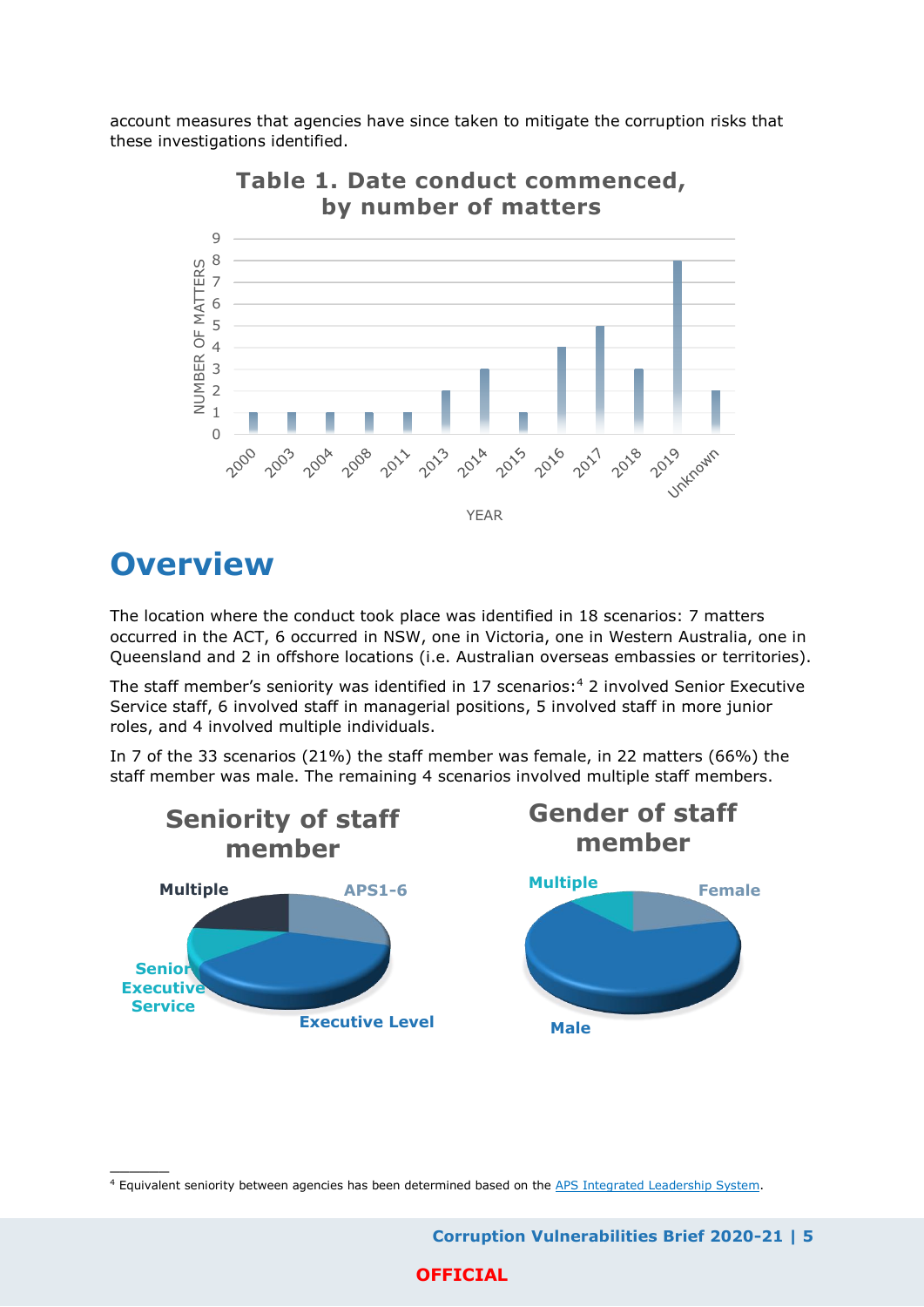account measures that agencies have since taken to mitigate the corruption risks that these investigations identified.

**Table 1. Date conduct commenced, by number of matters**

| YEAR | NUMBER OF MATTERS |
|---|---|
| 2000 | 1 |
| 2003 | 1 |
| 2004 | 1 |
| 2008 | 1 |
| 2011 | 1 |
| 2013 | 2 |
| 2014 | 3 |
| 2015 | 1 |
| 2016 | 4 |
| 2017 | 5 |
| 2018 | 3 |
| 2019 | 8 |
| Unknown | 2 |

# Overview

The location where the conduct took place was identified in 18 scenarios: 7 matters occurred in the ACT, 6 occurred in NSW, one in Victoria, one in Western Australia, one in Queensland and 2 in offshore locations (i.e. Australian overseas embassies or territories).

The staff member's seniority was identified in 17 scenarios:[4] 2 involved Senior Executive Service staff, 6 involved staff in managerial positions, 5 involved staff in more junior roles, and 4 involved multiple individuals.

In 7 of the 33 scenarios (21%) the staff member was female, in 22 matters (66%) the staff member was male. The remaining 4 scenarios involved multiple staff members.

**Seniority of staff member**

Multiple, APS1-6, Senior Executive Service, Executive Level

**Gender of staff member**

Multiple, Female, Male

[4] Equivalent seniority between agencies has been determined based on the APS Integrated Leadership System.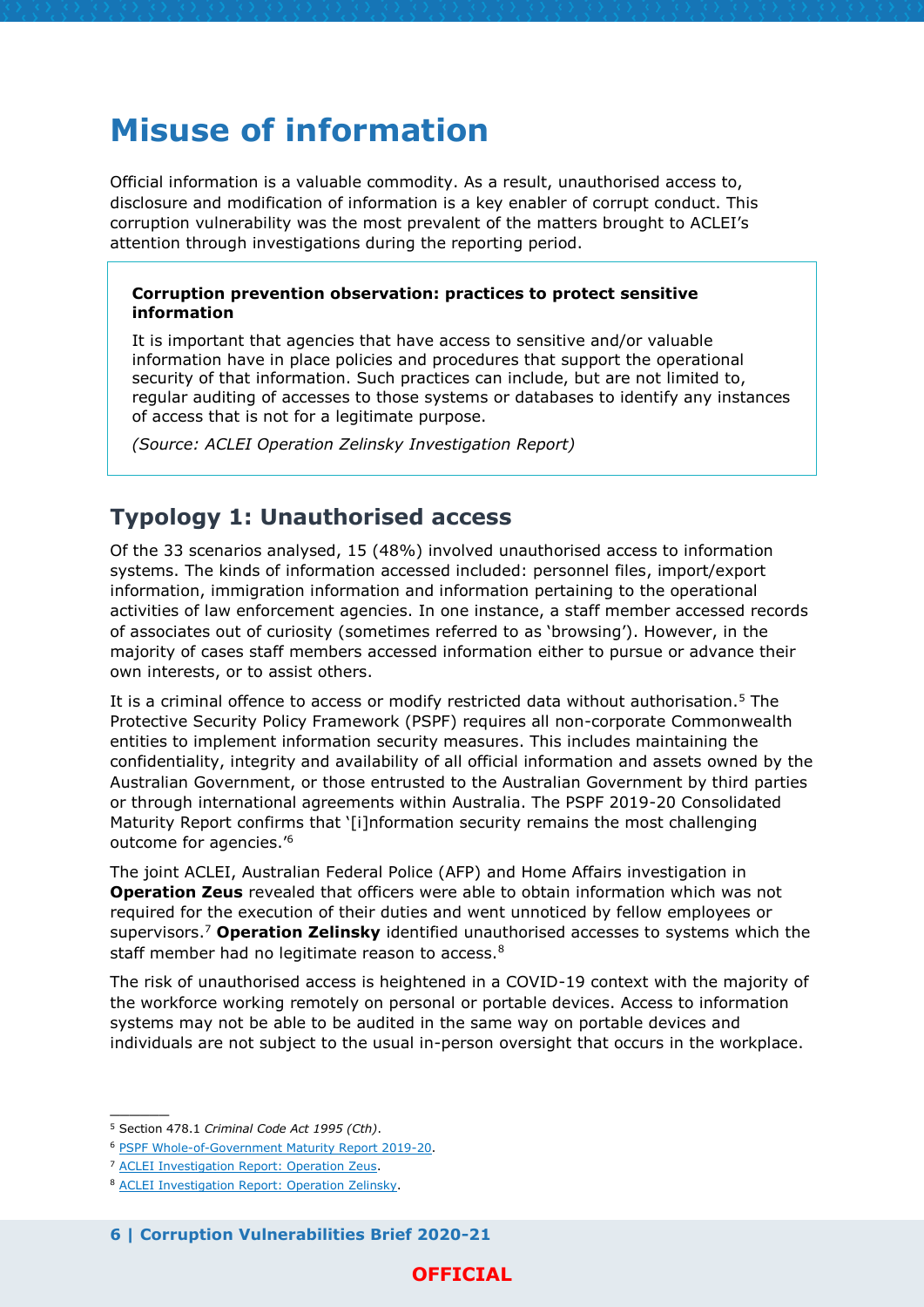# Misuse of information

Official information is a valuable commodity. As a result, unauthorised access to, disclosure and modification of information is a key enabler of corrupt conduct. This corruption vulnerability was the most prevalent of the matters brought to ACLEI's attention through investigations during the reporting period.

> **Corruption prevention observation: practices to protect sensitive information**
>
> It is important that agencies that have access to sensitive and/or valuable information have in place policies and procedures that support the operational security of that information. Such practices can include, but are not limited to, regular auditing of accesses to those systems or databases to identify any instances of access that is not for a legitimate purpose.
>
> *(Source: ACLEI Operation Zelinsky Investigation Report)*

## Typology 1: Unauthorised access

Of the 33 scenarios analysed, 15 (48%) involved unauthorised access to information systems. The kinds of information accessed included: personnel files, import/export information, immigration information and information pertaining to the operational activities of law enforcement agencies. In one instance, a staff member accessed records of associates out of curiosity (sometimes referred to as 'browsing'). However, in the majority of cases staff members accessed information either to pursue or advance their own interests, or to assist others.

It is a criminal offence to access or modify restricted data without authorisation.[5] The Protective Security Policy Framework (PSPF) requires all non-corporate Commonwealth entities to implement information security measures. This includes maintaining the confidentiality, integrity and availability of all official information and assets owned by the Australian Government, or those entrusted to the Australian Government by third parties or through international agreements within Australia. The PSPF 2019-20 Consolidated Maturity Report confirms that '[i]nformation security remains the most challenging outcome for agencies.'[6]

The joint ACLEI, Australian Federal Police (AFP) and Home Affairs investigation in **Operation Zeus** revealed that officers were able to obtain information which was not required for the execution of their duties and went unnoticed by fellow employees or supervisors.[7] **Operation Zelinsky** identified unauthorised accesses to systems which the staff member had no legitimate reason to access.[8]

The risk of unauthorised access is heightened in a COVID-19 context with the majority of the workforce working remotely on personal or portable devices. Access to information systems may not be able to be audited in the same way on portable devices and individuals are not subject to the usual in-person oversight that occurs in the workplace.

---

[5] Section 478.1 *Criminal Code Act 1995 (Cth)*.

[6] PSPF Whole-of-Government Maturity Report 2019-20.

[7] ACLEI Investigation Report: Operation Zeus.

[8] ACLEI Investigation Report: Operation Zelinsky.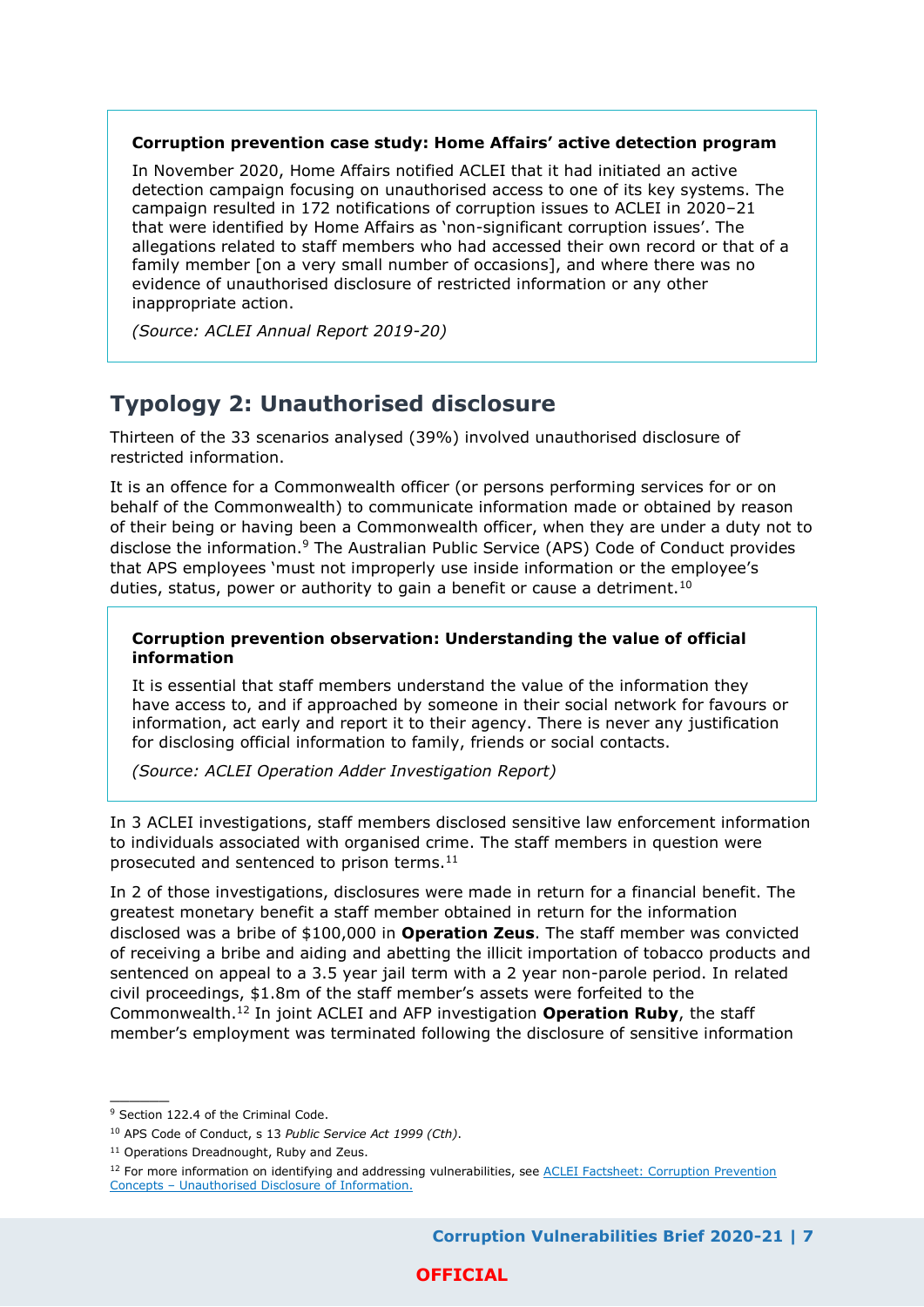**Corruption prevention case study: Home Affairs' active detection program**

In November 2020, Home Affairs notified ACLEI that it had initiated an active detection campaign focusing on unauthorised access to one of its key systems. The campaign resulted in 172 notifications of corruption issues to ACLEI in 2020–21 that were identified by Home Affairs as 'non-significant corruption issues'. The allegations related to staff members who had accessed their own record or that of a family member [on a very small number of occasions], and where there was no evidence of unauthorised disclosure of restricted information or any other inappropriate action.

*(Source: ACLEI Annual Report 2019-20)*

## Typology 2: Unauthorised disclosure

Thirteen of the 33 scenarios analysed (39%) involved unauthorised disclosure of restricted information.

It is an offence for a Commonwealth officer (or persons performing services for or on behalf of the Commonwealth) to communicate information made or obtained by reason of their being or having been a Commonwealth officer, when they are under a duty not to disclose the information.[9] The Australian Public Service (APS) Code of Conduct provides that APS employees 'must not improperly use inside information or the employee's duties, status, power or authority to gain a benefit or cause a detriment.[10]

**Corruption prevention observation: Understanding the value of official information**

It is essential that staff members understand the value of the information they have access to, and if approached by someone in their social network for favours or information, act early and report it to their agency. There is never any justification for disclosing official information to family, friends or social contacts.

*(Source: ACLEI Operation Adder Investigation Report)*

In 3 ACLEI investigations, staff members disclosed sensitive law enforcement information to individuals associated with organised crime. The staff members in question were prosecuted and sentenced to prison terms.[11]

In 2 of those investigations, disclosures were made in return for a financial benefit. The greatest monetary benefit a staff member obtained in return for the information disclosed was a bribe of $100,000 in **Operation Zeus**. The staff member was convicted of receiving a bribe and aiding and abetting the illicit importation of tobacco products and sentenced on appeal to a 3.5 year jail term with a 2 year non-parole period. In related civil proceedings, $1.8m of the staff member's assets were forfeited to the Commonwealth.[12] In joint ACLEI and AFP investigation **Operation Ruby**, the staff member's employment was terminated following the disclosure of sensitive information

---

[9] Section 122.4 of the Criminal Code.

[10] APS Code of Conduct, s 13 *Public Service Act 1999 (Cth)*.

[11] Operations Dreadnought, Ruby and Zeus.

[12] For more information on identifying and addressing vulnerabilities, see ACLEI Factsheet: Corruption Prevention Concepts – Unauthorised Disclosure of Information.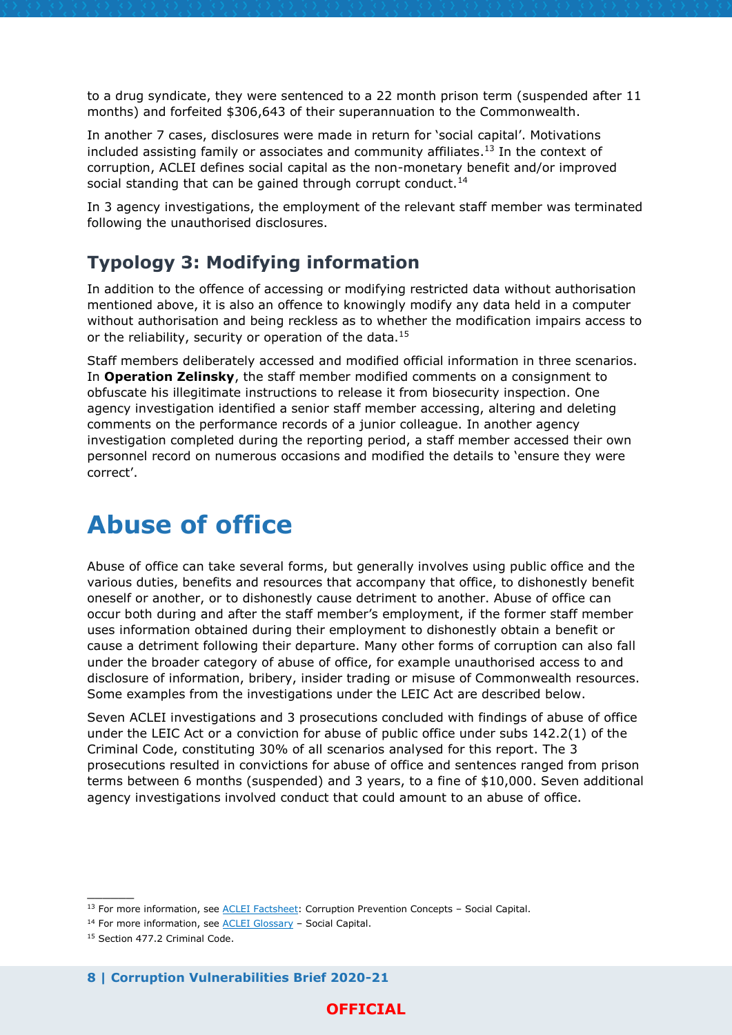to a drug syndicate, they were sentenced to a 22 month prison term (suspended after 11 months) and forfeited $306,643 of their superannuation to the Commonwealth.

In another 7 cases, disclosures were made in return for 'social capital'. Motivations included assisting family or associates and community affiliates.[13] In the context of corruption, ACLEI defines social capital as the non-monetary benefit and/or improved social standing that can be gained through corrupt conduct.[14]

In 3 agency investigations, the employment of the relevant staff member was terminated following the unauthorised disclosures.

## Typology 3: Modifying information

In addition to the offence of accessing or modifying restricted data without authorisation mentioned above, it is also an offence to knowingly modify any data held in a computer without authorisation and being reckless as to whether the modification impairs access to or the reliability, security or operation of the data.[15]

Staff members deliberately accessed and modified official information in three scenarios. In **Operation Zelinsky**, the staff member modified comments on a consignment to obfuscate his illegitimate instructions to release it from biosecurity inspection. One agency investigation identified a senior staff member accessing, altering and deleting comments on the performance records of a junior colleague. In another agency investigation completed during the reporting period, a staff member accessed their own personnel record on numerous occasions and modified the details to 'ensure they were correct'.

# Abuse of office

Abuse of office can take several forms, but generally involves using public office and the various duties, benefits and resources that accompany that office, to dishonestly benefit oneself or another, or to dishonestly cause detriment to another. Abuse of office can occur both during and after the staff member's employment, if the former staff member uses information obtained during their employment to dishonestly obtain a benefit or cause a detriment following their departure. Many other forms of corruption can also fall under the broader category of abuse of office, for example unauthorised access to and disclosure of information, bribery, insider trading or misuse of Commonwealth resources. Some examples from the investigations under the LEIC Act are described below.

Seven ACLEI investigations and 3 prosecutions concluded with findings of abuse of office under the LEIC Act or a conviction for abuse of public office under subs 142.2(1) of the Criminal Code, constituting 30% of all scenarios analysed for this report. The 3 prosecutions resulted in convictions for abuse of office and sentences ranged from prison terms between 6 months (suspended) and 3 years, to a fine of $10,000. Seven additional agency investigations involved conduct that could amount to an abuse of office.

---

[13] For more information, see ACLEI Factsheet: Corruption Prevention Concepts – Social Capital.

[14] For more information, see ACLEI Glossary – Social Capital.

[15] Section 477.2 Criminal Code.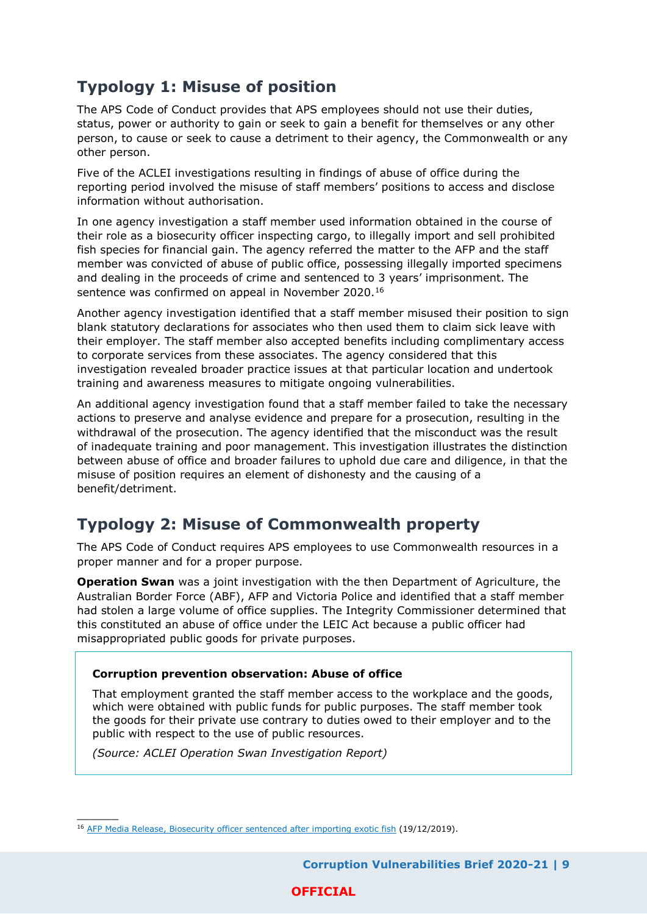## Typology 1: Misuse of position

The APS Code of Conduct provides that APS employees should not use their duties, status, power or authority to gain or seek to gain a benefit for themselves or any other person, to cause or seek to cause a detriment to their agency, the Commonwealth or any other person.

Five of the ACLEI investigations resulting in findings of abuse of office during the reporting period involved the misuse of staff members' positions to access and disclose information without authorisation.

In one agency investigation a staff member used information obtained in the course of their role as a biosecurity officer inspecting cargo, to illegally import and sell prohibited fish species for financial gain. The agency referred the matter to the AFP and the staff member was convicted of abuse of public office, possessing illegally imported specimens and dealing in the proceeds of crime and sentenced to 3 years' imprisonment. The sentence was confirmed on appeal in November 2020.[16]

Another agency investigation identified that a staff member misused their position to sign blank statutory declarations for associates who then used them to claim sick leave with their employer. The staff member also accepted benefits including complimentary access to corporate services from these associates. The agency considered that this investigation revealed broader practice issues at that particular location and undertook training and awareness measures to mitigate ongoing vulnerabilities.

An additional agency investigation found that a staff member failed to take the necessary actions to preserve and analyse evidence and prepare for a prosecution, resulting in the withdrawal of the prosecution. The agency identified that the misconduct was the result of inadequate training and poor management. This investigation illustrates the distinction between abuse of office and broader failures to uphold due care and diligence, in that the misuse of position requires an element of dishonesty and the causing of a benefit/detriment.

## Typology 2: Misuse of Commonwealth property

The APS Code of Conduct requires APS employees to use Commonwealth resources in a proper manner and for a proper purpose.

**Operation Swan** was a joint investigation with the then Department of Agriculture, the Australian Border Force (ABF), AFP and Victoria Police and identified that a staff member had stolen a large volume of office supplies. The Integrity Commissioner determined that this constituted an abuse of office under the LEIC Act because a public officer had misappropriated public goods for private purposes.

> **Corruption prevention observation: Abuse of office**
>
> That employment granted the staff member access to the workplace and the goods, which were obtained with public funds for public purposes. The staff member took the goods for their private use contrary to duties owed to their employer and to the public with respect to the use of public resources.
>
> *(Source: ACLEI Operation Swan Investigation Report)*

---

[16] AFP Media Release, Biosecurity officer sentenced after importing exotic fish (19/12/2019).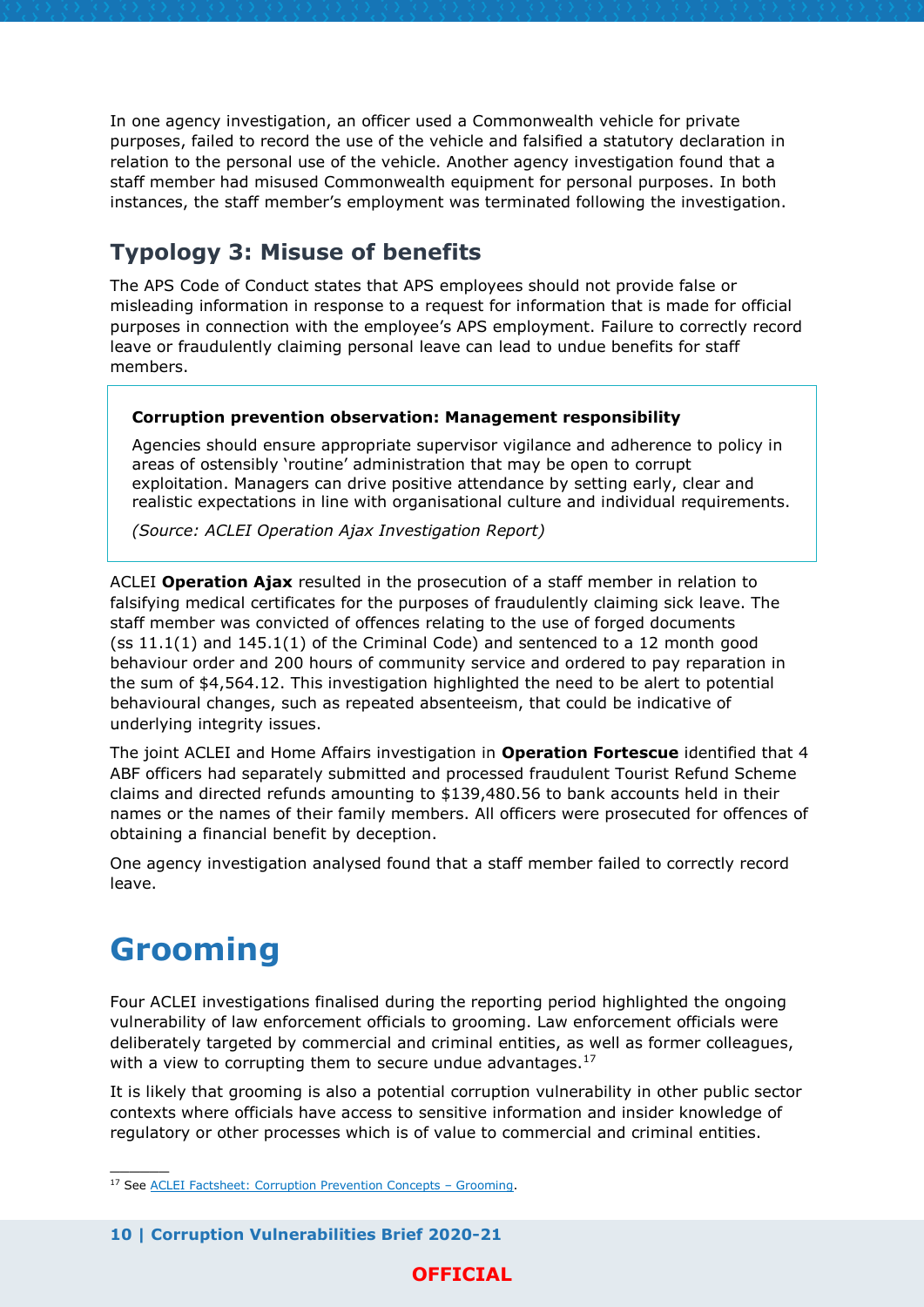In one agency investigation, an officer used a Commonwealth vehicle for private purposes, failed to record the use of the vehicle and falsified a statutory declaration in relation to the personal use of the vehicle. Another agency investigation found that a staff member had misused Commonwealth equipment for personal purposes. In both instances, the staff member's employment was terminated following the investigation.

## Typology 3: Misuse of benefits

The APS Code of Conduct states that APS employees should not provide false or misleading information in response to a request for information that is made for official purposes in connection with the employee's APS employment. Failure to correctly record leave or fraudulently claiming personal leave can lead to undue benefits for staff members.

> **Corruption prevention observation: Management responsibility**
>
> Agencies should ensure appropriate supervisor vigilance and adherence to policy in areas of ostensibly 'routine' administration that may be open to corrupt exploitation. Managers can drive positive attendance by setting early, clear and realistic expectations in line with organisational culture and individual requirements.
>
> *(Source: ACLEI Operation Ajax Investigation Report)*

ACLEI **Operation Ajax** resulted in the prosecution of a staff member in relation to falsifying medical certificates for the purposes of fraudulently claiming sick leave. The staff member was convicted of offences relating to the use of forged documents (ss 11.1(1) and 145.1(1) of the Criminal Code) and sentenced to a 12 month good behaviour order and 200 hours of community service and ordered to pay reparation in the sum of $4,564.12. This investigation highlighted the need to be alert to potential behavioural changes, such as repeated absenteeism, that could be indicative of underlying integrity issues.

The joint ACLEI and Home Affairs investigation in **Operation Fortescue** identified that 4 ABF officers had separately submitted and processed fraudulent Tourist Refund Scheme claims and directed refunds amounting to $139,480.56 to bank accounts held in their names or the names of their family members. All officers were prosecuted for offences of obtaining a financial benefit by deception.

One agency investigation analysed found that a staff member failed to correctly record leave.

# Grooming

Four ACLEI investigations finalised during the reporting period highlighted the ongoing vulnerability of law enforcement officials to grooming. Law enforcement officials were deliberately targeted by commercial and criminal entities, as well as former colleagues, with a view to corrupting them to secure undue advantages.[17]

It is likely that grooming is also a potential corruption vulnerability in other public sector contexts where officials have access to sensitive information and insider knowledge of regulatory or other processes which is of value to commercial and criminal entities.

---

[17] See ACLEI Factsheet: Corruption Prevention Concepts – Grooming.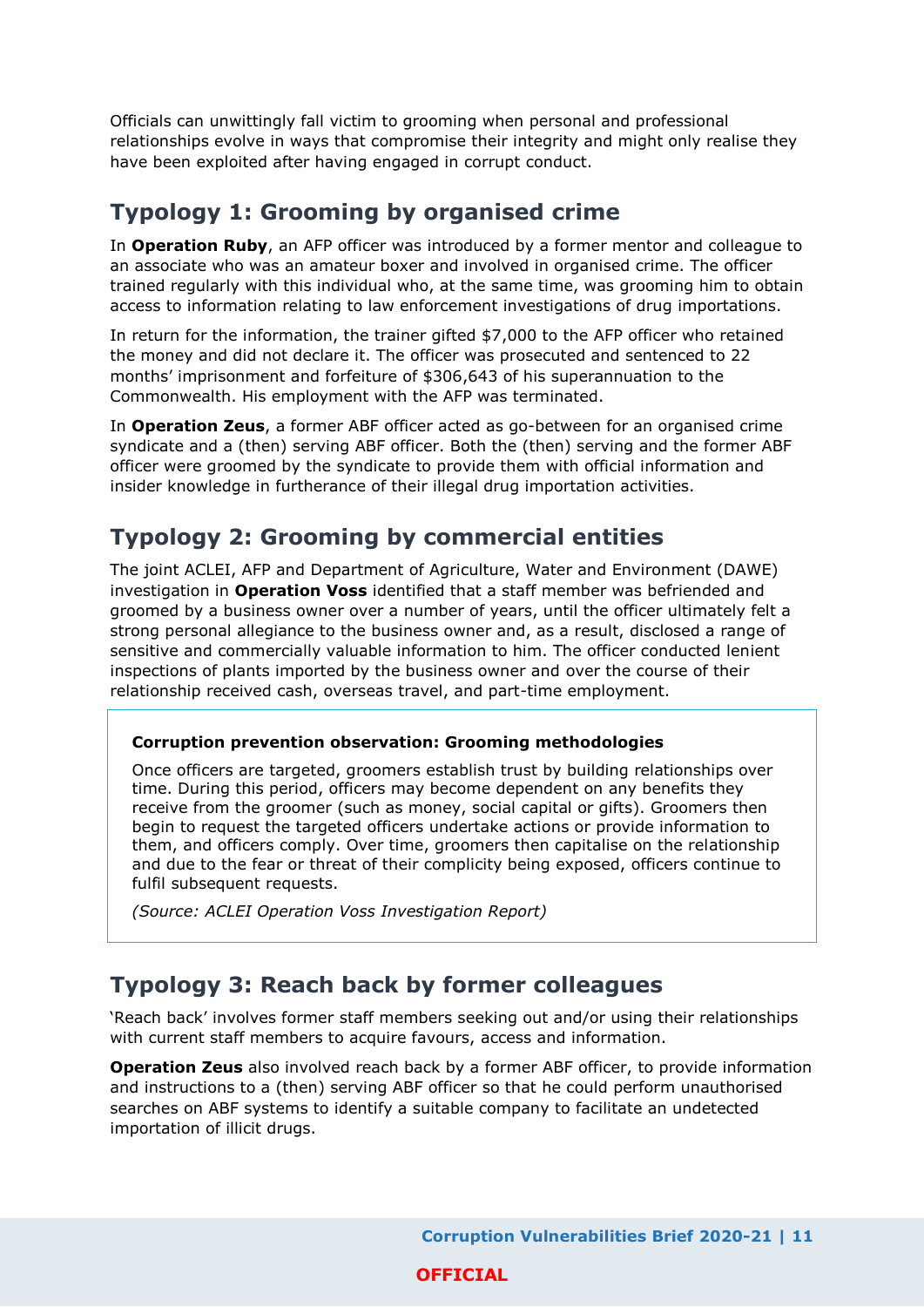Officials can unwittingly fall victim to grooming when personal and professional relationships evolve in ways that compromise their integrity and might only realise they have been exploited after having engaged in corrupt conduct.

## Typology 1: Grooming by organised crime

In **Operation Ruby**, an AFP officer was introduced by a former mentor and colleague to an associate who was an amateur boxer and involved in organised crime. The officer trained regularly with this individual who, at the same time, was grooming him to obtain access to information relating to law enforcement investigations of drug importations.

In return for the information, the trainer gifted $7,000 to the AFP officer who retained the money and did not declare it. The officer was prosecuted and sentenced to 22 months' imprisonment and forfeiture of $306,643 of his superannuation to the Commonwealth. His employment with the AFP was terminated.

In **Operation Zeus**, a former ABF officer acted as go-between for an organised crime syndicate and a (then) serving ABF officer. Both the (then) serving and the former ABF officer were groomed by the syndicate to provide them with official information and insider knowledge in furtherance of their illegal drug importation activities.

## Typology 2: Grooming by commercial entities

The joint ACLEI, AFP and Department of Agriculture, Water and Environment (DAWE) investigation in **Operation Voss** identified that a staff member was befriended and groomed by a business owner over a number of years, until the officer ultimately felt a strong personal allegiance to the business owner and, as a result, disclosed a range of sensitive and commercially valuable information to him. The officer conducted lenient inspections of plants imported by the business owner and over the course of their relationship received cash, overseas travel, and part-time employment.

> **Corruption prevention observation: Grooming methodologies**
>
> Once officers are targeted, groomers establish trust by building relationships over time. During this period, officers may become dependent on any benefits they receive from the groomer (such as money, social capital or gifts). Groomers then begin to request the targeted officers undertake actions or provide information to them, and officers comply. Over time, groomers then capitalise on the relationship and due to the fear or threat of their complicity being exposed, officers continue to fulfil subsequent requests.
>
> *(Source: ACLEI Operation Voss Investigation Report)*

## Typology 3: Reach back by former colleagues

'Reach back' involves former staff members seeking out and/or using their relationships with current staff members to acquire favours, access and information.

**Operation Zeus** also involved reach back by a former ABF officer, to provide information and instructions to a (then) serving ABF officer so that he could perform unauthorised searches on ABF systems to identify a suitable company to facilitate an undetected importation of illicit drugs.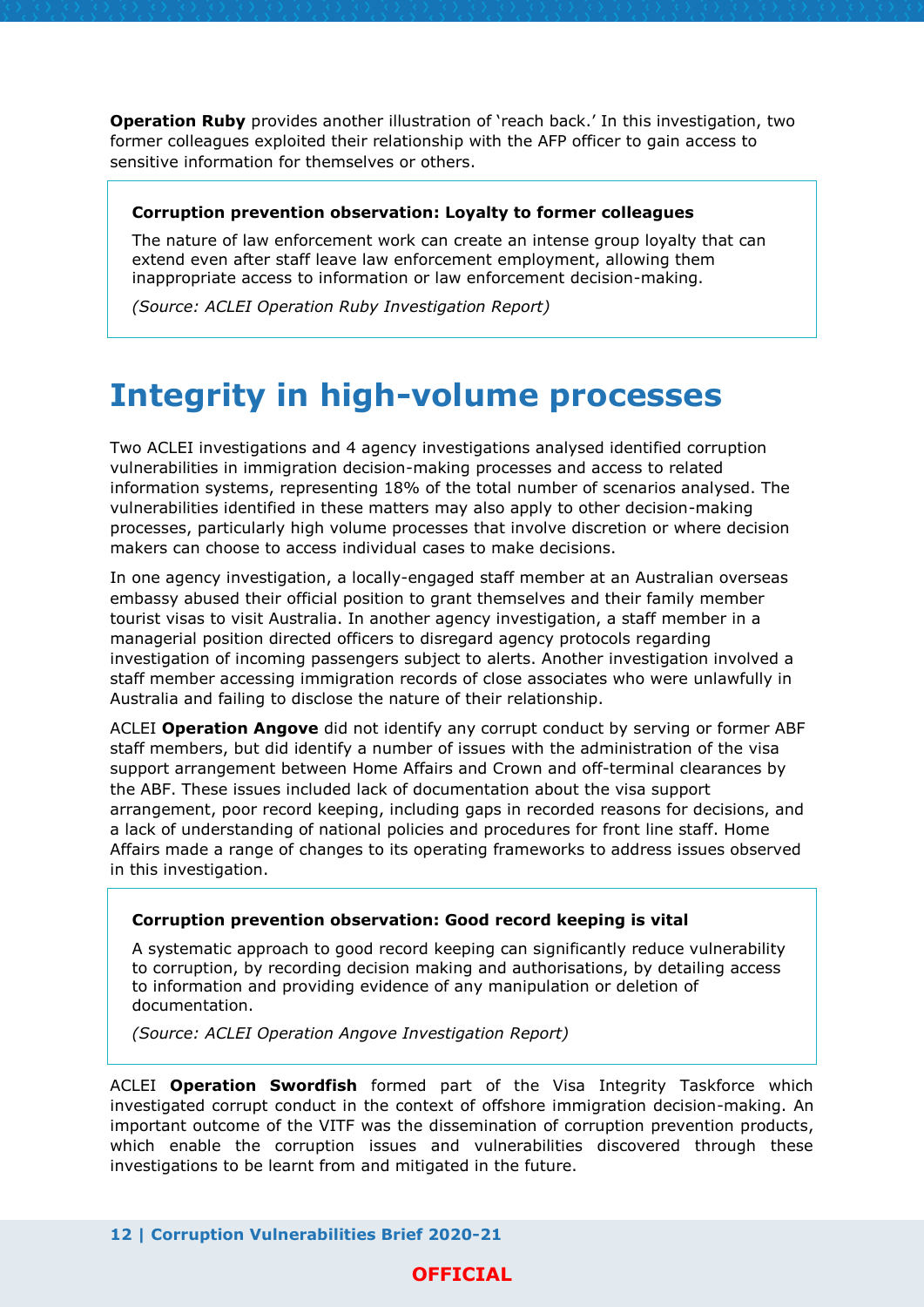**Operation Ruby** provides another illustration of 'reach back.' In this investigation, two former colleagues exploited their relationship with the AFP officer to gain access to sensitive information for themselves or others.

> **Corruption prevention observation: Loyalty to former colleagues**
>
> The nature of law enforcement work can create an intense group loyalty that can extend even after staff leave law enforcement employment, allowing them inappropriate access to information or law enforcement decision-making.
>
> *(Source: ACLEI Operation Ruby Investigation Report)*

# Integrity in high-volume processes

Two ACLEI investigations and 4 agency investigations analysed identified corruption vulnerabilities in immigration decision-making processes and access to related information systems, representing 18% of the total number of scenarios analysed. The vulnerabilities identified in these matters may also apply to other decision-making processes, particularly high volume processes that involve discretion or where decision makers can choose to access individual cases to make decisions.

In one agency investigation, a locally-engaged staff member at an Australian overseas embassy abused their official position to grant themselves and their family member tourist visas to visit Australia. In another agency investigation, a staff member in a managerial position directed officers to disregard agency protocols regarding investigation of incoming passengers subject to alerts. Another investigation involved a staff member accessing immigration records of close associates who were unlawfully in Australia and failing to disclose the nature of their relationship.

ACLEI **Operation Angove** did not identify any corrupt conduct by serving or former ABF staff members, but did identify a number of issues with the administration of the visa support arrangement between Home Affairs and Crown and off-terminal clearances by the ABF. These issues included lack of documentation about the visa support arrangement, poor record keeping, including gaps in recorded reasons for decisions, and a lack of understanding of national policies and procedures for front line staff. Home Affairs made a range of changes to its operating frameworks to address issues observed in this investigation.

> **Corruption prevention observation: Good record keeping is vital**
>
> A systematic approach to good record keeping can significantly reduce vulnerability to corruption, by recording decision making and authorisations, by detailing access to information and providing evidence of any manipulation or deletion of documentation.
>
> *(Source: ACLEI Operation Angove Investigation Report)*

ACLEI **Operation Swordfish** formed part of the Visa Integrity Taskforce which investigated corrupt conduct in the context of offshore immigration decision-making. An important outcome of the VITF was the dissemination of corruption prevention products, which enable the corruption issues and vulnerabilities discovered through these investigations to be learnt from and mitigated in the future.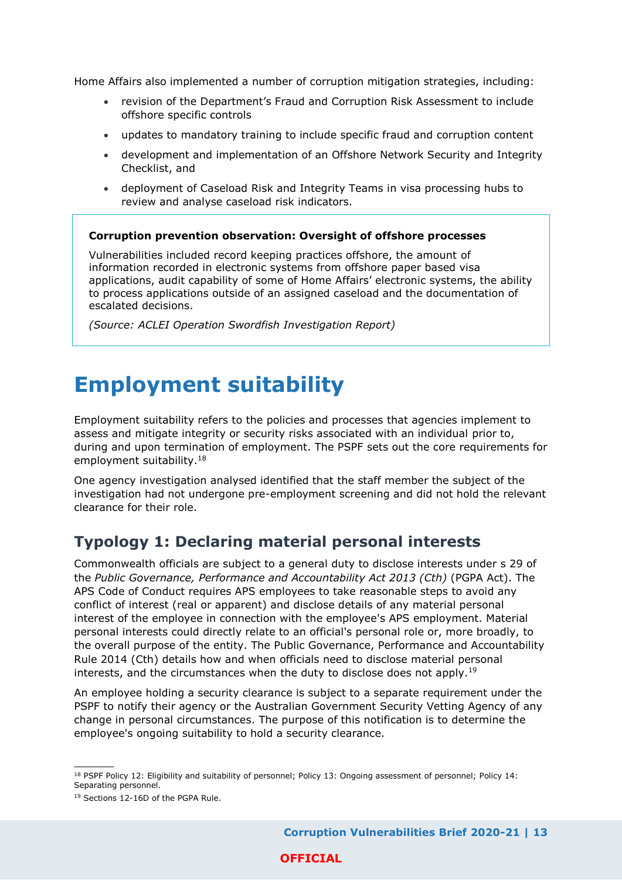Home Affairs also implemented a number of corruption mitigation strategies, including:

- revision of the Department's Fraud and Corruption Risk Assessment to include offshore specific controls
- updates to mandatory training to include specific fraud and corruption content
- development and implementation of an Offshore Network Security and Integrity Checklist, and
- deployment of Caseload Risk and Integrity Teams in visa processing hubs to review and analyse caseload risk indicators.

> **Corruption prevention observation: Oversight of offshore processes**
>
> Vulnerabilities included record keeping practices offshore, the amount of information recorded in electronic systems from offshore paper based visa applications, audit capability of some of Home Affairs' electronic systems, the ability to process applications outside of an assigned caseload and the documentation of escalated decisions.
>
> *(Source: ACLEI Operation Swordfish Investigation Report)*

# Employment suitability

Employment suitability refers to the policies and processes that agencies implement to assess and mitigate integrity or security risks associated with an individual prior to, during and upon termination of employment. The PSPF sets out the core requirements for employment suitability.[18]

One agency investigation analysed identified that the staff member the subject of the investigation had not undergone pre-employment screening and did not hold the relevant clearance for their role.

## Typology 1: Declaring material personal interests

Commonwealth officials are subject to a general duty to disclose interests under s 29 of the *Public Governance, Performance and Accountability Act 2013 (Cth)* (PGPA Act). The APS Code of Conduct requires APS employees to take reasonable steps to avoid any conflict of interest (real or apparent) and disclose details of any material personal interest of the employee in connection with the employee's APS employment. Material personal interests could directly relate to an official's personal role or, more broadly, to the overall purpose of the entity. The Public Governance, Performance and Accountability Rule 2014 (Cth) details how and when officials need to disclose material personal interests, and the circumstances when the duty to disclose does not apply.[19]

An employee holding a security clearance is subject to a separate requirement under the PSPF to notify their agency or the Australian Government Security Vetting Agency of any change in personal circumstances. The purpose of this notification is to determine the employee's ongoing suitability to hold a security clearance.

---

[18] PSPF Policy 12: Eligibility and suitability of personnel; Policy 13: Ongoing assessment of personnel; Policy 14: Separating personnel.

[19] Sections 12-16D of the PGPA Rule.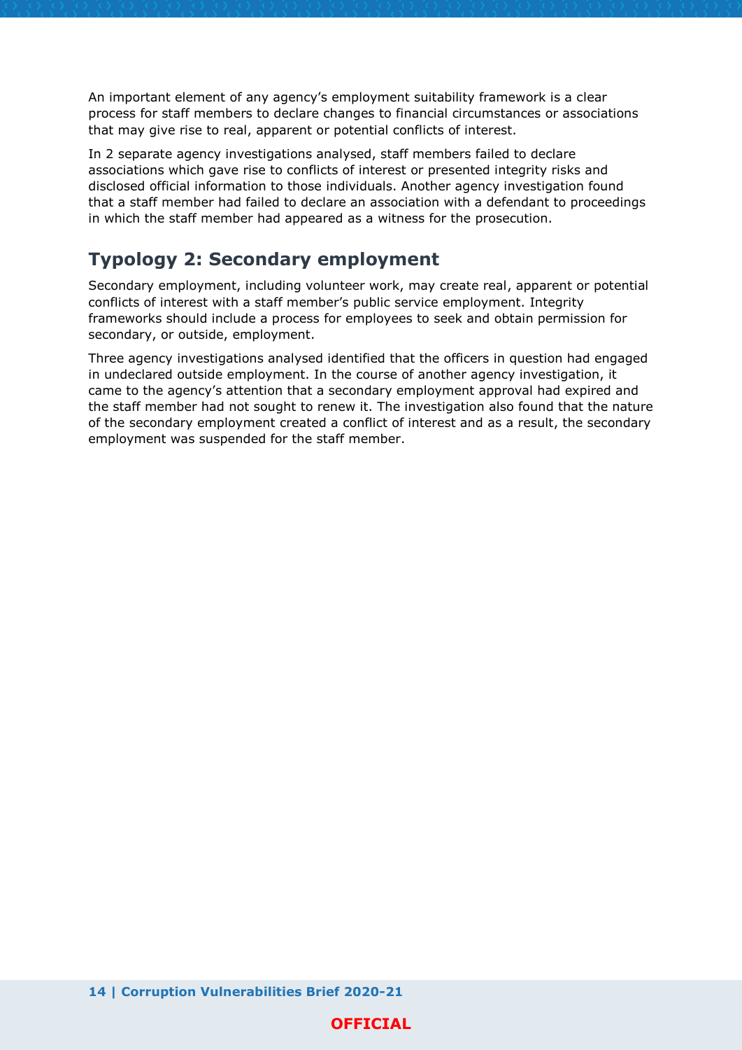An important element of any agency's employment suitability framework is a clear process for staff members to declare changes to financial circumstances or associations that may give rise to real, apparent or potential conflicts of interest.

In 2 separate agency investigations analysed, staff members failed to declare associations which gave rise to conflicts of interest or presented integrity risks and disclosed official information to those individuals. Another agency investigation found that a staff member had failed to declare an association with a defendant to proceedings in which the staff member had appeared as a witness for the prosecution.

## Typology 2: Secondary employment

Secondary employment, including volunteer work, may create real, apparent or potential conflicts of interest with a staff member's public service employment. Integrity frameworks should include a process for employees to seek and obtain permission for secondary, or outside, employment.

Three agency investigations analysed identified that the officers in question had engaged in undeclared outside employment. In the course of another agency investigation, it came to the agency's attention that a secondary employment approval had expired and the staff member had not sought to renew it. The investigation also found that the nature of the secondary employment created a conflict of interest and as a result, the secondary employment was suspended for the staff member.